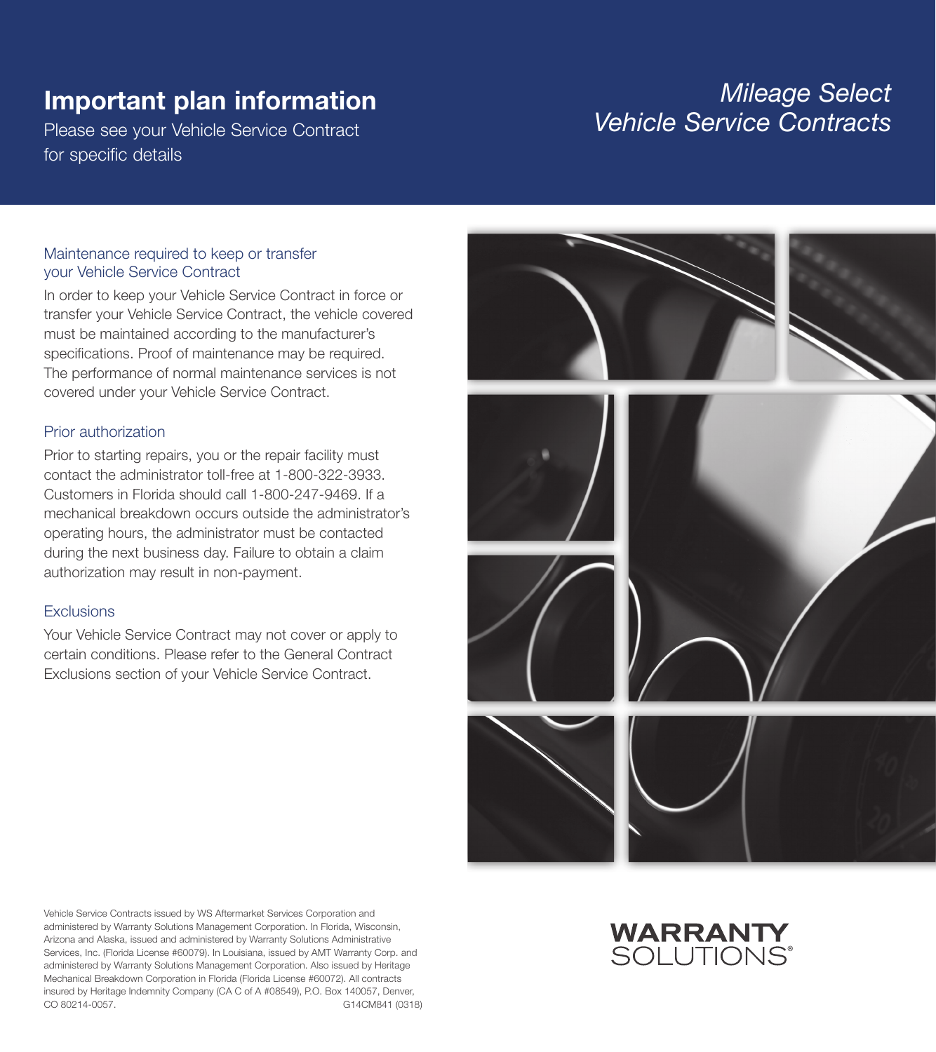# Important plan information

Please see your Vehicle Service Contract for specific details

*Mileage Select Vehicle Service Contracts*

## Maintenance required to keep or transfer your Vehicle Service Contract

In order to keep your Vehicle Service Contract in force or transfer your Vehicle Service Contract, the vehicle covered must be maintained according to the manufacturer's specifications. Proof of maintenance may be required. The performance of normal maintenance services is not covered under your Vehicle Service Contract.

## Prior authorization

Prior to starting repairs, you or the repair facility must contact the administrator toll-free at 1-800-322-3933. Customers in Florida should call 1-800-247-9469. If a mechanical breakdown occurs outside the administrator's operating hours, the administrator must be contacted during the next business day. Failure to obtain a claim authorization may result in non-payment.

## Exclusions

Your Vehicle Service Contract may not cover or apply to certain conditions. Please refer to the General Contract Exclusions section of your Vehicle Service Contract.

Vehicle Service Contracts issued by WS Aftermarket Services Corporation and administered by Warranty Solutions Management Corporation. In Florida, Wisconsin, Arizona and Alaska, issued and administered by Warranty Solutions Administrative Services, Inc. (Florida License #60079). In Louisiana, issued by AMT Warranty Corp. and administered by Warranty Solutions Management Corporation. Also issued by Heritage Mechanical Breakdown Corporation in Florida (Florida License #60072). All contracts insured by Heritage Indemnity Company (CA C of A #08549), P.O. Box 140057, Denver, CO 80214-0057. G14CM841 (0318)

WARRANTY SOLUTIONS®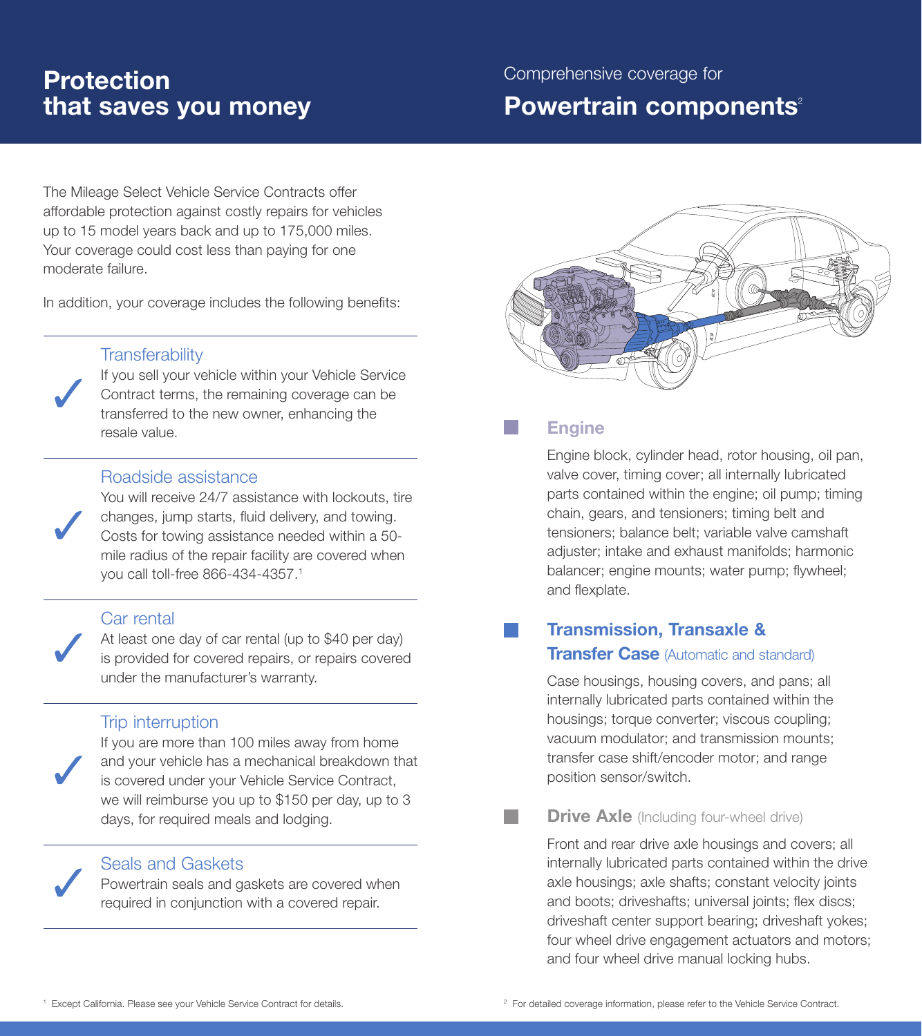# Protection that saves you money

The Mileage Select Vehicle Service Contracts offer affordable protection against costly repairs for vehicles up to 15 model years back and up to 175,000 miles. Your coverage could cost less than paying for one moderate failure.

In addition, your coverage includes the following benefits:

### Transferability

✓ If you sell your vehicle within your Vehicle Service Contract terms, the remaining coverage can be transferred to the new owner, enhancing the resale value.

### Roadside assistance

✓ You will receive 24/7 assistance with lockouts, tire changes, jump starts, fluid delivery, and towing. Costs for towing assistance needed within a 50-mile radius of the repair facility are covered when you call toll-free 866-434-4357.[1]

### Car rental

✓ At least one day of car rental (up to $40 per day) is provided for covered repairs, or repairs covered under the manufacturer's warranty.

### Trip interruption

✓ If you are more than 100 miles away from home and your vehicle has a mechanical breakdown that is covered under your Vehicle Service Contract, we will reimburse you up to $150 per day, up to 3 days, for required meals and lodging.

### Seals and Gaskets

✓ Powertrain seals and gaskets are covered when required in conjunction with a covered repair.

[1] Except California. Please see your Vehicle Service Contract for details.

# Comprehensive coverage for **Powertrain components**[2]

### Engine

Engine block, cylinder head, rotor housing, oil pan, valve cover, timing cover; all internally lubricated parts contained within the engine; oil pump; timing chain, gears, and tensioners; timing belt and tensioners; balance belt; variable valve camshaft adjuster; intake and exhaust manifolds; harmonic balancer; engine mounts; water pump; flywheel; and flexplate.

### Transmission, Transaxle & Transfer Case (Automatic and standard)

Case housings, housing covers, and pans; all internally lubricated parts contained within the housings; torque converter; viscous coupling; vacuum modulator; and transmission mounts; transfer case shift/encoder motor; and range position sensor/switch.

### Drive Axle (Including four-wheel drive)

Front and rear drive axle housings and covers; all internally lubricated parts contained within the drive axle housings; axle shafts; constant velocity joints and boots; driveshafts; universal joints; flex discs; driveshaft center support bearing; driveshaft yokes; four wheel drive engagement actuators and motors; and four wheel drive manual locking hubs.

[2] For detailed coverage information, please refer to the Vehicle Service Contract.